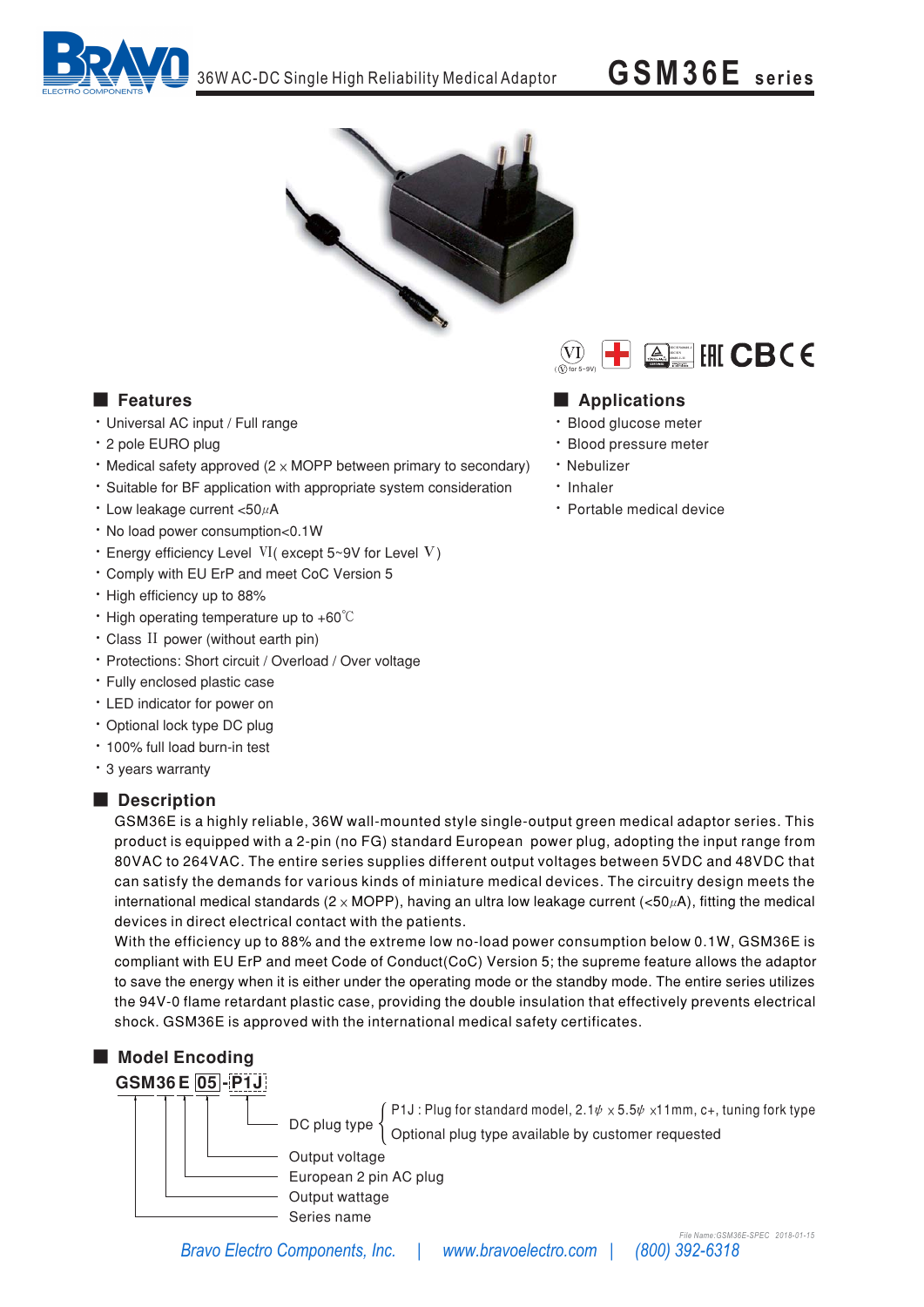# 36W AC-DC Single High Reliability Medical Adaptor

# GSM36E series

## Features

- Universal AC input / Full range
- 2 pole EURO plug
- Medical safety approved (2 × MOPP between primary to secondary)
- Suitable for BF application with appropriate system consideration
- Low leakage current <50μA
- No load power consumption<0.1W
- Energy efficiency Level VI( except 5~9V for Level V)
- Comply with EU ErP and meet CoC Version 5
- High efficiency up to 88%
- High operating temperature up to +60℃
- Class II power (without earth pin)
- Protections: Short circuit / Overload / Over voltage
- Fully enclosed plastic case
- LED indicator for power on
- Optional lock type DC plug
- 100% full load burn-in test
- 3 years warranty

## Applications

- Blood glucose meter
- Blood pressure meter
- Nebulizer
- Inhaler
- Portable medical device

## Description

GSM36E is a highly reliable, 36W wall-mounted style single-output green medical adaptor series. This product is equipped with a 2-pin (no FG) standard European power plug, adopting the input range from 80VAC to 264VAC. The entire series supplies different output voltages between 5VDC and 48VDC that can satisfy the demands for various kinds of miniature medical devices. The circuitry design meets the international medical standards (2 × MOPP), having an ultra low leakage current (<50μA), fitting the medical devices in direct electrical contact with the patients.

With the efficiency up to 88% and the extreme low no-load power consumption below 0.1W, GSM36E is compliant with EU ErP and meet Code of Conduct(CoC) Version 5; the supreme feature allows the adaptor to save the energy when it is either under the operating mode or the standby mode. The entire series utilizes the 94V-0 flame retardant plastic case, providing the double insulation that effectively prevents electrical shock. GSM36E is approved with the international medical safety certificates.

## Model Encoding

**GSM36 E 05 - P1J**

- DC plug type
  - P1J : Plug for standard model, 2.1φ × 5.5φ x11mm, c+, tuning fork type
  - Optional plug type available by customer requested
- Output voltage
- European 2 pin AC plug
- Output wattage
- Series name

File Name:GSM36E-SPEC 2018-01-15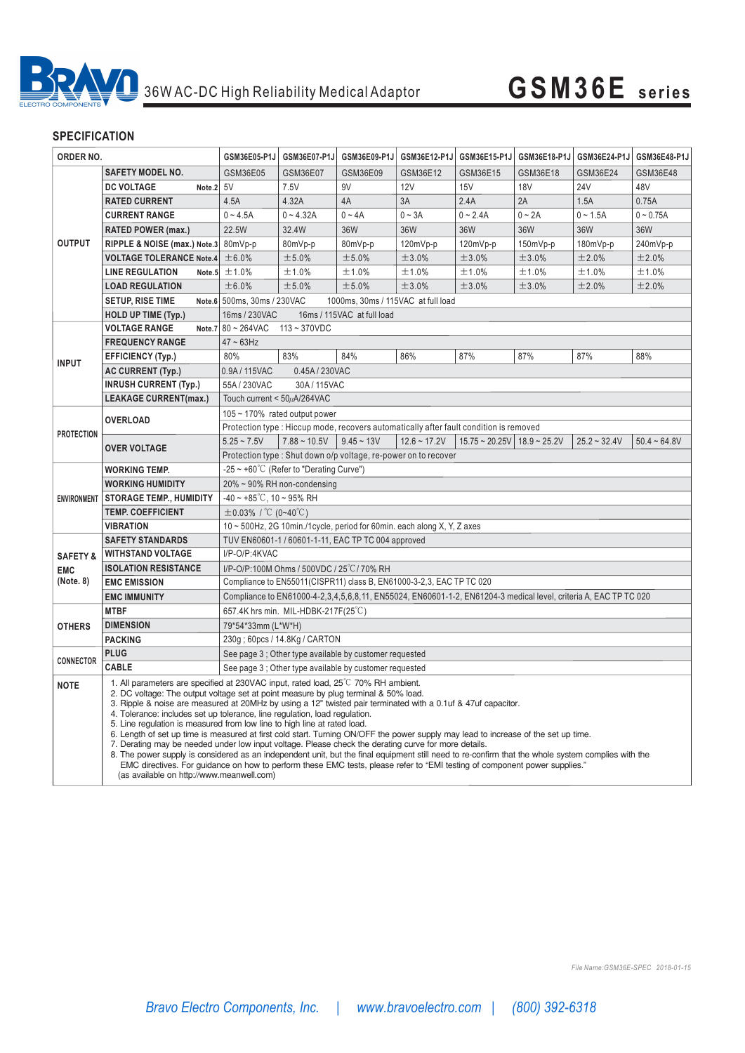# 36W AC-DC High Reliability Medical Adaptor

# GSM36E series

## SPECIFICATION

| ORDER NO. | | GSM36E05-P1J | GSM36E07-P1J | GSM36E09-P1J | GSM36E12-P1J | GSM36E15-P1J | GSM36E18-P1J | GSM36E24-P1J | GSM36E48-P1J |
|---|---|---|---|---|---|---|---|---|---|
| OUTPUT | SAFETY MODEL NO. | GSM36E05 | GSM36E07 | GSM36E09 | GSM36E12 | GSM36E15 | GSM36E18 | GSM36E24 | GSM36E48 |
| | DC VOLTAGE Note.2 | 5V | 7.5V | 9V | 12V | 15V | 18V | 24V | 48V |
| | RATED CURRENT | 4.5A | 4.32A | 4A | 3A | 2.4A | 2A | 1.5A | 0.75A |
| | CURRENT RANGE | 0 ~ 4.5A | 0 ~ 4.32A | 0 ~ 4A | 0 ~ 3A | 0 ~ 2.4A | 0 ~ 2A | 0 ~ 1.5A | 0 ~ 0.75A |
| | RATED POWER (max.) | 22.5W | 32.4W | 36W | 36W | 36W | 36W | 36W | 36W |
| | RIPPLE & NOISE (max.) Note.3 | 80mVp-p | 80mVp-p | 80mVp-p | 120mVp-p | 120mVp-p | 150mVp-p | 180mVp-p | 240mVp-p |
| | VOLTAGE TOLERANCE Note.4 | ±6.0% | ±5.0% | ±5.0% | ±3.0% | ±3.0% | ±3.0% | ±2.0% | ±2.0% |
| | LINE REGULATION Note.5 | ±1.0% | ±1.0% | ±1.0% | ±1.0% | ±1.0% | ±1.0% | ±1.0% | ±1.0% |
| | LOAD REGULATION | ±6.0% | ±5.0% | ±5.0% | ±3.0% | ±3.0% | ±3.0% | ±2.0% | ±2.0% |
| | SETUP, RISE TIME Note.6 | 500ms, 30ms / 230VAC 1000ms, 30ms / 115VAC at full load | | | | | | | |
| | HOLD UP TIME (Typ.) | 16ms / 230VAC 16ms / 115VAC at full load | | | | | | | |
| INPUT | VOLTAGE RANGE Note.7 | 80 ~ 264VAC 113 ~ 370VDC | | | | | | | |
| | FREQUENCY RANGE | 47 ~ 63Hz | | | | | | | |
| | EFFICIENCY (Typ.) | 80% | 83% | 84% | 86% | 87% | 87% | 87% | 88% |
| | AC CURRENT (Typ.) | 0.9A / 115VAC 0.45A / 230VAC | | | | | | | |
| | INRUSH CURRENT (Typ.) | 55A / 230VAC 30A / 115VAC | | | | | | | |
| | LEAKAGE CURRENT(max.) | Touch current < 50μA/264VAC | | | | | | | |
| PROTECTION | OVERLOAD | 105 ~ 170% rated output power | | | | | | | |
| | | Protection type : Hiccup mode, recovers automatically after fault condition is removed | | | | | | | |
| | OVER VOLTAGE | 5.25 ~ 7.5V | 7.88 ~ 10.5V | 9.45 ~ 13V | 12.6 ~ 17.2V | 15.75 ~ 20.25V | 18.9 ~ 25.2V | 25.2 ~ 32.4V | 50.4 ~ 64.8V |
| | | Protection type : Shut down o/p voltage, re-power on to recover | | | | | | | |
| ENVIRONMENT | WORKING TEMP. | -25 ~ +60℃ (Refer to "Derating Curve") | | | | | | | |
| | WORKING HUMIDITY | 20% ~ 90% RH non-condensing | | | | | | | |
| | STORAGE TEMP., HUMIDITY | -40 ~ +85℃, 10 ~ 95% RH | | | | | | | |
| | TEMP. COEFFICIENT | ±0.03% / ℃ (0~40℃) | | | | | | | |
| | VIBRATION | 10 ~ 500Hz, 2G 10min./1cycle, period for 60min. each along X, Y, Z axes | | | | | | | |
| SAFETY & EMC (Note. 8) | SAFETY STANDARDS | TUV EN60601-1 / 60601-1-11, EAC TP TC 004 approved | | | | | | | |
| | WITHSTAND VOLTAGE | I/P-O/P:4KVAC | | | | | | | |
| | ISOLATION RESISTANCE | I/P-O/P:100M Ohms / 500VDC / 25℃/ 70% RH | | | | | | | |
| | EMC EMISSION | Compliance to EN55011(CISPR11) class B, EN61000-3-2,3, EAC TP TC 020 | | | | | | | |
| | EMC IMMUNITY | Compliance to EN61000-4-2,3,4,5,6,8,11, EN55024, EN60601-1-2, EN61204-3 medical level, criteria A, EAC TP TC 020 | | | | | | | |
| OTHERS | MTBF | 657.4K hrs min. MIL-HDBK-217F(25℃) | | | | | | | |
| | DIMENSION | 79*54*33mm (L*W*H) | | | | | | | |
| | PACKING | 230g ; 60pcs / 14.8Kg / CARTON | | | | | | | |
| CONNECTOR | PLUG | See page 3 ; Other type available by customer requested | | | | | | | |
| | CABLE | See page 3 ; Other type available by customer requested | | | | | | | |

**NOTE**

1. All parameters are specified at 230VAC input, rated load, 25℃ 70% RH ambient.
2. DC voltage: The output voltage set at point measure by plug terminal & 50% load.
3. Ripple & noise are measured at 20MHz by using a 12" twisted pair terminated with a 0.1uf & 47uf capacitor.
4. Tolerance: includes set up tolerance, line regulation, load regulation.
5. Line regulation is measured from low line to high line at rated load.
6. Length of set up time is measured at first cold start. Turning ON/OFF the power supply may lead to increase of the set up time.
7. Derating may be needed under low input voltage. Please check the derating curve for more details.
8. The power supply is considered as an independent unit, but the final equipment still need to re-confirm that the whole system complies with the EMC directives. For guidance on how to perform these EMC tests, please refer to "EMI testing of component power supplies." (as available on http://www.meanwell.com)

File Name:GSM36E-SPEC 2018-01-15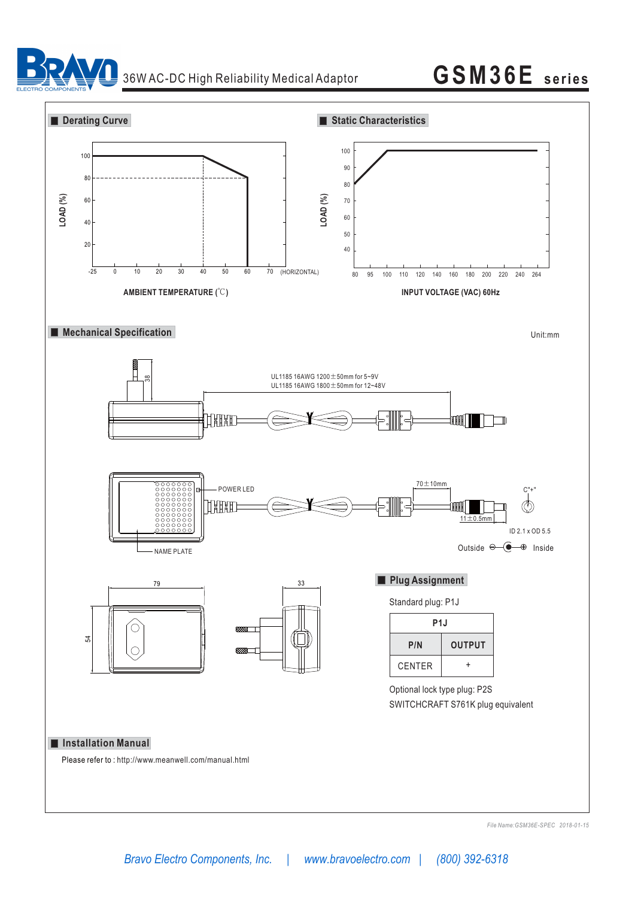## Derating Curve

LOAD (%)

100
80
60
40
20

-25 0 10 20 30 40 50 60 70 (HORIZONTAL)

AMBIENT TEMPERATURE (℃)

## Static Characteristics

LOAD (%)

100
90
80
70
60
50
40

80 95 100 110 120 140 160 180 200 220 240 264

INPUT VOLTAGE (VAC) 60Hz

## Mechanical Specification

Unit:mm

38

UL1185 16AWG 1200±50mm for 5~9V
UL1185 16AWG 1800±50mm for 12~48V

POWER LED

70±10mm

C"+"

11±0.5mm

ID 2.1 x OD 5.5

NAME PLATE

Outside ⊖—●—⊕ Inside

79

33

54

## Plug Assignment

Standard plug: P1J

| P1J | |
|---|---|
| P/N | OUTPUT |
| CENTER | + |

Optional lock type plug: P2S
SWITCHCRAFT S761K plug equivalent

## Installation Manual

Please refer to : http://www.meanwell.com/manual.html

File Name:GSM36E-SPEC 2018-01-15